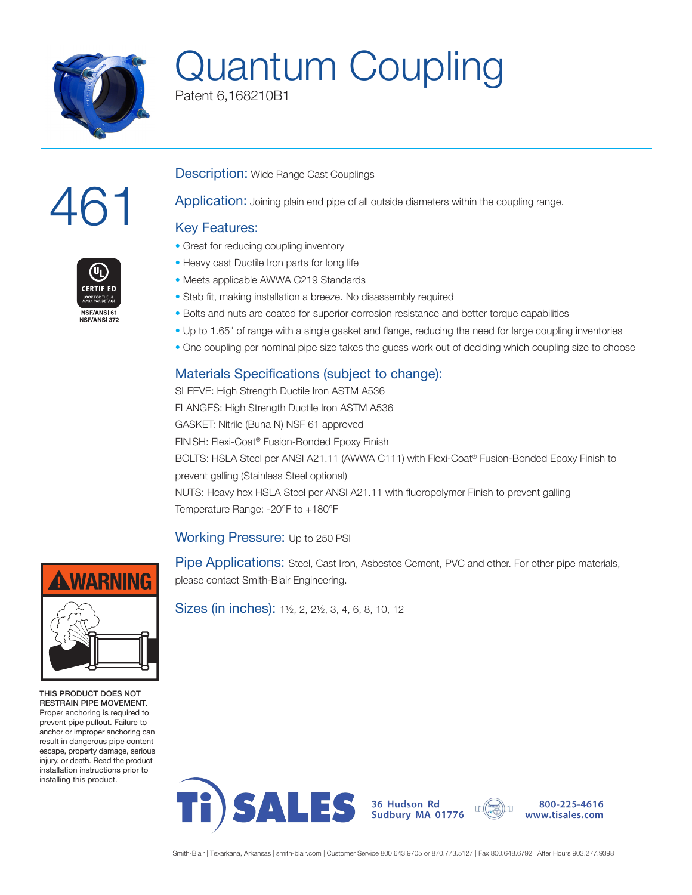# Quantum Coupling

Patent 6,168210B1

# 461

CERTIFIED
LOOK FOR THE UL MARK FOR DETAILS
NSF/ANSI 61
NSF/ANSI 372

**Description:** Wide Range Cast Couplings

**Application:** Joining plain end pipe of all outside diameters within the coupling range.

## Key Features:

- Great for reducing coupling inventory
- Heavy cast Ductile Iron parts for long life
- Meets applicable AWWA C219 Standards
- Stab fit, making installation a breeze. No disassembly required
- Bolts and nuts are coated for superior corrosion resistance and better torque capabilities
- Up to 1.65" of range with a single gasket and flange, reducing the need for large coupling inventories
- One coupling per nominal pipe size takes the guess work out of deciding which coupling size to choose

## Materials Specifications (subject to change):

SLEEVE: High Strength Ductile Iron ASTM A536

FLANGES: High Strength Ductile Iron ASTM A536

GASKET: Nitrile (Buna N) NSF 61 approved

FINISH: Flexi-Coat® Fusion-Bonded Epoxy Finish

BOLTS: HSLA Steel per ANSI A21.11 (AWWA C111) with Flexi-Coat® Fusion-Bonded Epoxy Finish to prevent galling (Stainless Steel optional)

NUTS: Heavy hex HSLA Steel per ANSI A21.11 with fluoropolymer Finish to prevent galling

Temperature Range: -20°F to +180°F

**Working Pressure:** Up to 250 PSI

**Pipe Applications:** Steel, Cast Iron, Asbestos Cement, PVC and other. For other pipe materials, please contact Smith-Blair Engineering.

**Sizes (in inches):** 1½, 2, 2½, 3, 4, 6, 8, 10, 12

**⚠WARNING**

**THIS PRODUCT DOES NOT RESTRAIN PIPE MOVEMENT.** Proper anchoring is required to prevent pipe pullout. Failure to anchor or improper anchoring can result in dangerous pipe content escape, property damage, serious injury, or death. Read the product installation instructions prior to installing this product.

Ti SALES
36 Hudson Rd
Sudbury MA 01776
800-225-4616
www.tisales.com

Smith-Blair | Texarkana, Arkansas | smith-blair.com | Customer Service 800.643.9705 or 870.773.5127 | Fax 800.648.6792 | After Hours 903.277.9398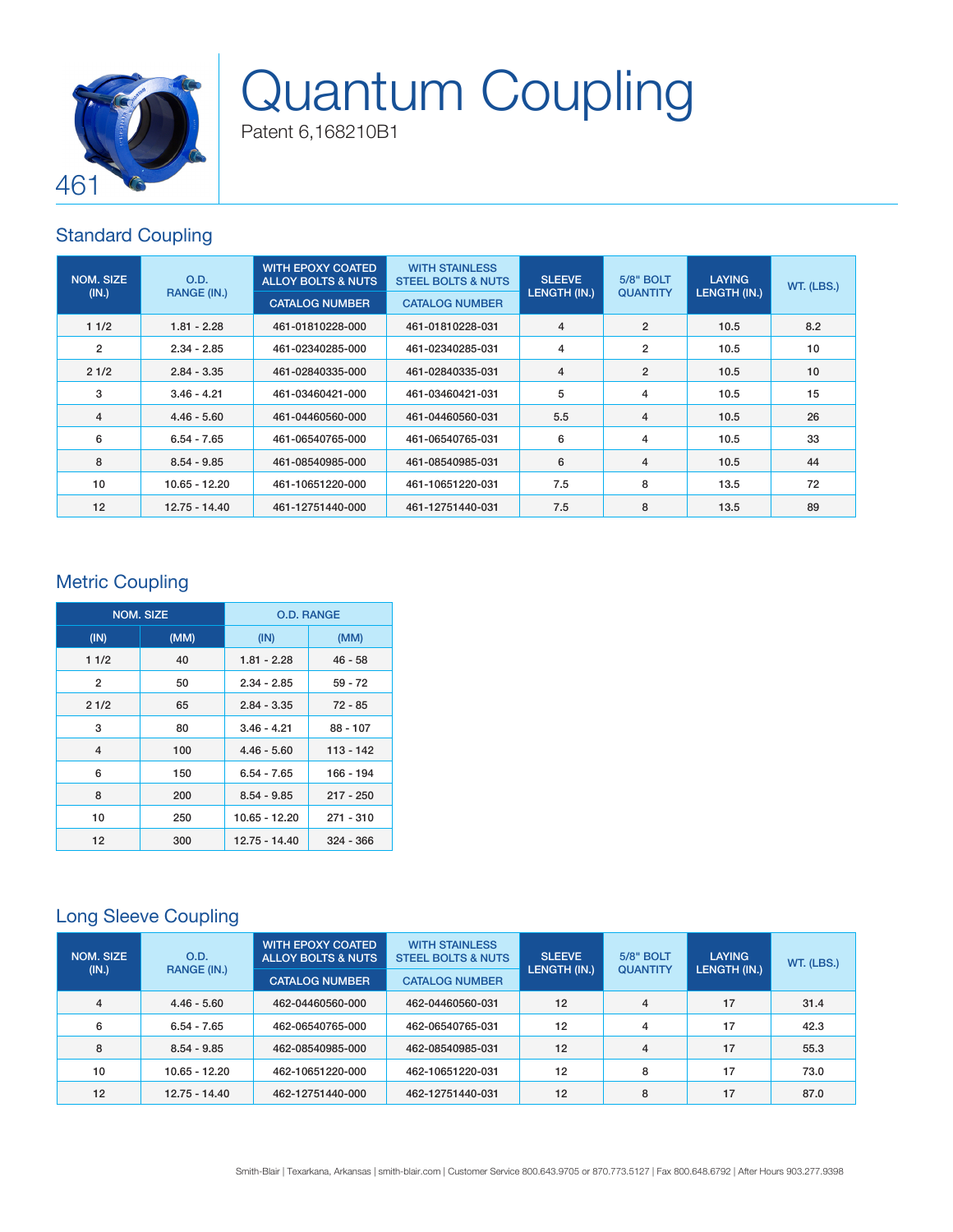461

# Quantum Coupling

Patent 6,168210B1

## Standard Coupling

| NOM. SIZE (IN.) | O.D. RANGE (IN.) | WITH EPOXY COATED ALLOY BOLTS & NUTS | WITH STAINLESS STEEL BOLTS & NUTS | SLEEVE LENGTH (IN.) | 5/8" BOLT QUANTITY | LAYING LENGTH (IN.) | WT. (LBS.) |
|---|---|---|---|---|---|---|---|
| | | CATALOG NUMBER | CATALOG NUMBER | | | | |
| 1 1/2 | 1.81 - 2.28 | 461-01810228-000 | 461-01810228-031 | 4 | 2 | 10.5 | 8.2 |
| 2 | 2.34 - 2.85 | 461-02340285-000 | 461-02340285-031 | 4 | 2 | 10.5 | 10 |
| 2 1/2 | 2.84 - 3.35 | 461-02840335-000 | 461-02840335-031 | 4 | 2 | 10.5 | 10 |
| 3 | 3.46 - 4.21 | 461-03460421-000 | 461-03460421-031 | 5 | 4 | 10.5 | 15 |
| 4 | 4.46 - 5.60 | 461-04460560-000 | 461-04460560-031 | 5.5 | 4 | 10.5 | 26 |
| 6 | 6.54 - 7.65 | 461-06540765-000 | 461-06540765-031 | 6 | 4 | 10.5 | 33 |
| 8 | 8.54 - 9.85 | 461-08540985-000 | 461-08540985-031 | 6 | 4 | 10.5 | 44 |
| 10 | 10.65 - 12.20 | 461-10651220-000 | 461-10651220-031 | 7.5 | 8 | 13.5 | 72 |
| 12 | 12.75 - 14.40 | 461-12751440-000 | 461-12751440-031 | 7.5 | 8 | 13.5 | 89 |

## Metric Coupling

| NOM. SIZE | | O.D. RANGE | |
|---|---|---|---|
| (IN) | (MM) | (IN) | (MM) |
| 1 1/2 | 40 | 1.81 - 2.28 | 46 - 58 |
| 2 | 50 | 2.34 - 2.85 | 59 - 72 |
| 2 1/2 | 65 | 2.84 - 3.35 | 72 - 85 |
| 3 | 80 | 3.46 - 4.21 | 88 - 107 |
| 4 | 100 | 4.46 - 5.60 | 113 - 142 |
| 6 | 150 | 6.54 - 7.65 | 166 - 194 |
| 8 | 200 | 8.54 - 9.85 | 217 - 250 |
| 10 | 250 | 10.65 - 12.20 | 271 - 310 |
| 12 | 300 | 12.75 - 14.40 | 324 - 366 |

## Long Sleeve Coupling

| NOM. SIZE (IN.) | O.D. RANGE (IN.) | WITH EPOXY COATED ALLOY BOLTS & NUTS | WITH STAINLESS STEEL BOLTS & NUTS | SLEEVE LENGTH (IN.) | 5/8" BOLT QUANTITY | LAYING LENGTH (IN.) | WT. (LBS.) |
|---|---|---|---|---|---|---|---|
| | | CATALOG NUMBER | CATALOG NUMBER | | | | |
| 4 | 4.46 - 5.60 | 462-04460560-000 | 462-04460560-031 | 12 | 4 | 17 | 31.4 |
| 6 | 6.54 - 7.65 | 462-06540765-000 | 462-06540765-031 | 12 | 4 | 17 | 42.3 |
| 8 | 8.54 - 9.85 | 462-08540985-000 | 462-08540985-031 | 12 | 4 | 17 | 55.3 |
| 10 | 10.65 - 12.20 | 462-10651220-000 | 462-10651220-031 | 12 | 8 | 17 | 73.0 |
| 12 | 12.75 - 14.40 | 462-12751440-000 | 462-12751440-031 | 12 | 8 | 17 | 87.0 |

Smith-Blair | Texarkana, Arkansas | smith-blair.com | Customer Service 800.643.9705 or 870.773.5127 | Fax 800.648.6792 | After Hours 903.277.9398